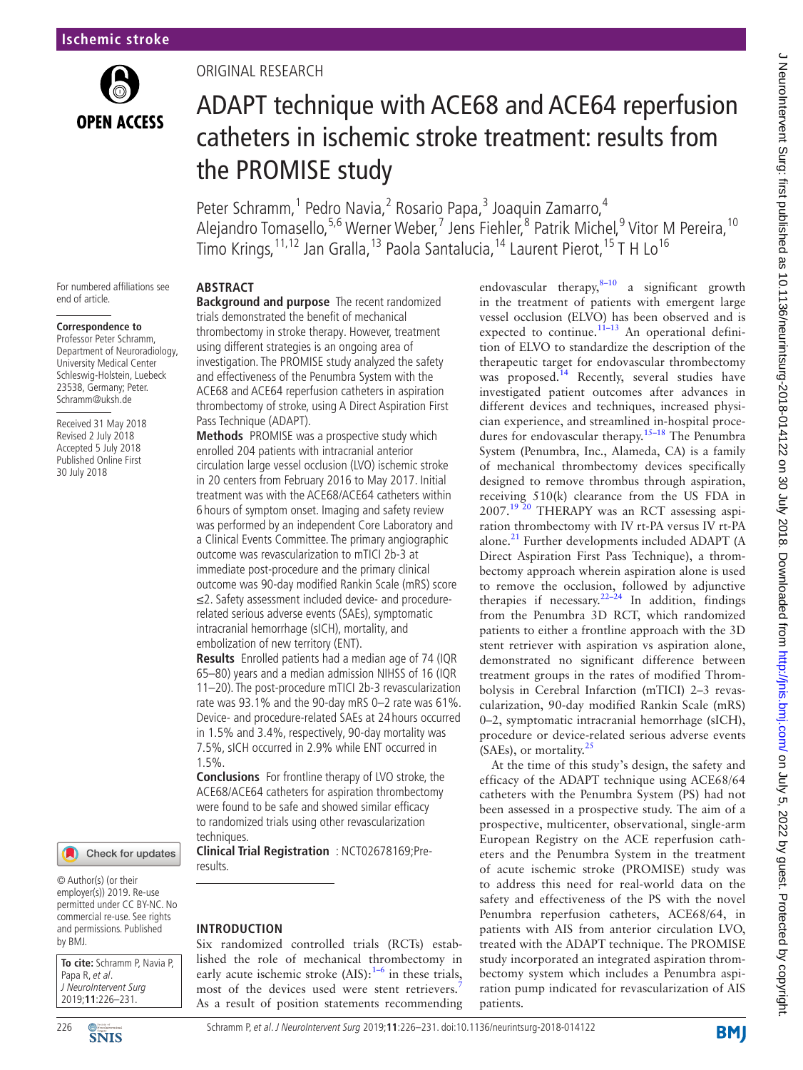Ischemic stroke

ORIGINAL RESEARCH

# ADAPT technique with ACE68 and ACE64 reperfusion catheters in ischemic stroke treatment: results from the PROMISE study

Peter Schramm,[1] Pedro Navia,[2] Rosario Papa,[3] Joaquin Zamarro,[4] Alejandro Tomasello,[5,6] Werner Weber,[7] Jens Fiehler,[8] Patrik Michel,[9] Vitor M Pereira,[10] Timo Krings,[11,12] Jan Gralla,[13] Paola Santalucia,[14] Laurent Pierot,[15] T H Lo[16]

For numbered affiliations see end of article.

**Correspondence to**
Professor Peter Schramm, Department of Neuroradiology, University Medical Center Schleswig-Holstein, Luebeck 23538, Germany; Peter.Schramm@uksh.de

Received 31 May 2018
Revised 2 July 2018
Accepted 5 July 2018
Published Online First 30 July 2018

## ABSTRACT

**Background and purpose** The recent randomized trials demonstrated the benefit of mechanical thrombectomy in stroke therapy. However, treatment using different strategies is an ongoing area of investigation. The PROMISE study analyzed the safety and effectiveness of the Penumbra System with the ACE68 and ACE64 reperfusion catheters in aspiration thrombectomy of stroke, using A Direct Aspiration First Pass Technique (ADAPT).

**Methods** PROMISE was a prospective study which enrolled 204 patients with intracranial anterior circulation large vessel occlusion (LVO) ischemic stroke in 20 centers from February 2016 to May 2017. Initial treatment was with the ACE68/ACE64 catheters within 6 hours of symptom onset. Imaging and safety review was performed by an independent Core Laboratory and a Clinical Events Committee. The primary angiographic outcome was revascularization to mTICI 2b-3 at immediate post-procedure and the primary clinical outcome was 90-day modified Rankin Scale (mRS) score ≤2. Safety assessment included device- and procedure-related serious adverse events (SAEs), symptomatic intracranial hemorrhage (sICH), mortality, and embolization of new territory (ENT).

**Results** Enrolled patients had a median age of 74 (IQR 65–80) years and a median admission NIHSS of 16 (IQR 11–20). The post-procedure mTICI 2b-3 revascularization rate was 93.1% and the 90-day mRS 0–2 rate was 61%. Device- and procedure-related SAEs at 24 hours occurred in 1.5% and 3.4%, respectively, 90-day mortality was 7.5%, sICH occurred in 2.9% while ENT occurred in 1.5%.

**Conclusions** For frontline therapy of LVO stroke, the ACE68/ACE64 catheters for aspiration thrombectomy were found to be safe and showed similar efficacy to randomized trials using other revascularization techniques.

**Clinical Trial Registration** : NCT02678169;Pre-results.

© Author(s) (or their employer(s)) 2019. Re-use permitted under CC BY-NC. No commercial re-use. See rights and permissions. Published by BMJ.

**To cite:** Schramm P, Navia P, Papa R, *et al*. *J NeuroIntervent Surg* 2019;**11**:226–231.

## INTRODUCTION

Six randomized controlled trials (RCTs) established the role of mechanical thrombectomy in early acute ischemic stroke (AIS):[1–6] in these trials, most of the devices used were stent retrievers.[7] As a result of position statements recommending endovascular therapy,[8–10] a significant growth in the treatment of patients with emergent large vessel occlusion (ELVO) has been observed and is expected to continue.[11–13] An operational definition of ELVO to standardize the description of the therapeutic target for endovascular thrombectomy was proposed.[14] Recently, several studies have investigated patient outcomes after advances in different devices and techniques, increased physician experience, and streamlined in-hospital procedures for endovascular therapy.[15–18] The Penumbra System (Penumbra, Inc., Alameda, CA) is a family of mechanical thrombectomy devices specifically designed to remove thrombus through aspiration, receiving 510(k) clearance from the US FDA in 2007.[19 20] THERAPY was an RCT assessing aspiration thrombectomy with IV rt-PA versus IV rt-PA alone.[21] Further developments included ADAPT (A Direct Aspiration First Pass Technique), a thrombectomy approach wherein aspiration alone is used to remove the occlusion, followed by adjunctive therapies if necessary.[22–24] In addition, findings from the Penumbra 3D RCT, which randomized patients to either a frontline approach with the 3D stent retriever with aspiration vs aspiration alone, demonstrated no significant difference between treatment groups in the rates of modified Thrombolysis in Cerebral Infarction (mTICI) 2–3 revascularization, 90-day modified Rankin Scale (mRS) 0–2, symptomatic intracranial hemorrhage (sICH), procedure or device-related serious adverse events (SAEs), or mortality.[25]

At the time of this study's design, the safety and efficacy of the ADAPT technique using ACE68/64 catheters with the Penumbra System (PS) had not been assessed in a prospective study. The aim of a prospective, multicenter, observational, single-arm European Registry on the ACE reperfusion catheters and the Penumbra System in the treatment of acute ischemic stroke (PROMISE) study was to address this need for real-world data on the safety and effectiveness of the PS with the novel Penumbra reperfusion catheters, ACE68/64, in patients with AIS from anterior circulation LVO, treated with the ADAPT technique. The PROMISE study incorporated an integrated aspiration thrombectomy system which includes a Penumbra aspiration pump indicated for revascularization of AIS patients.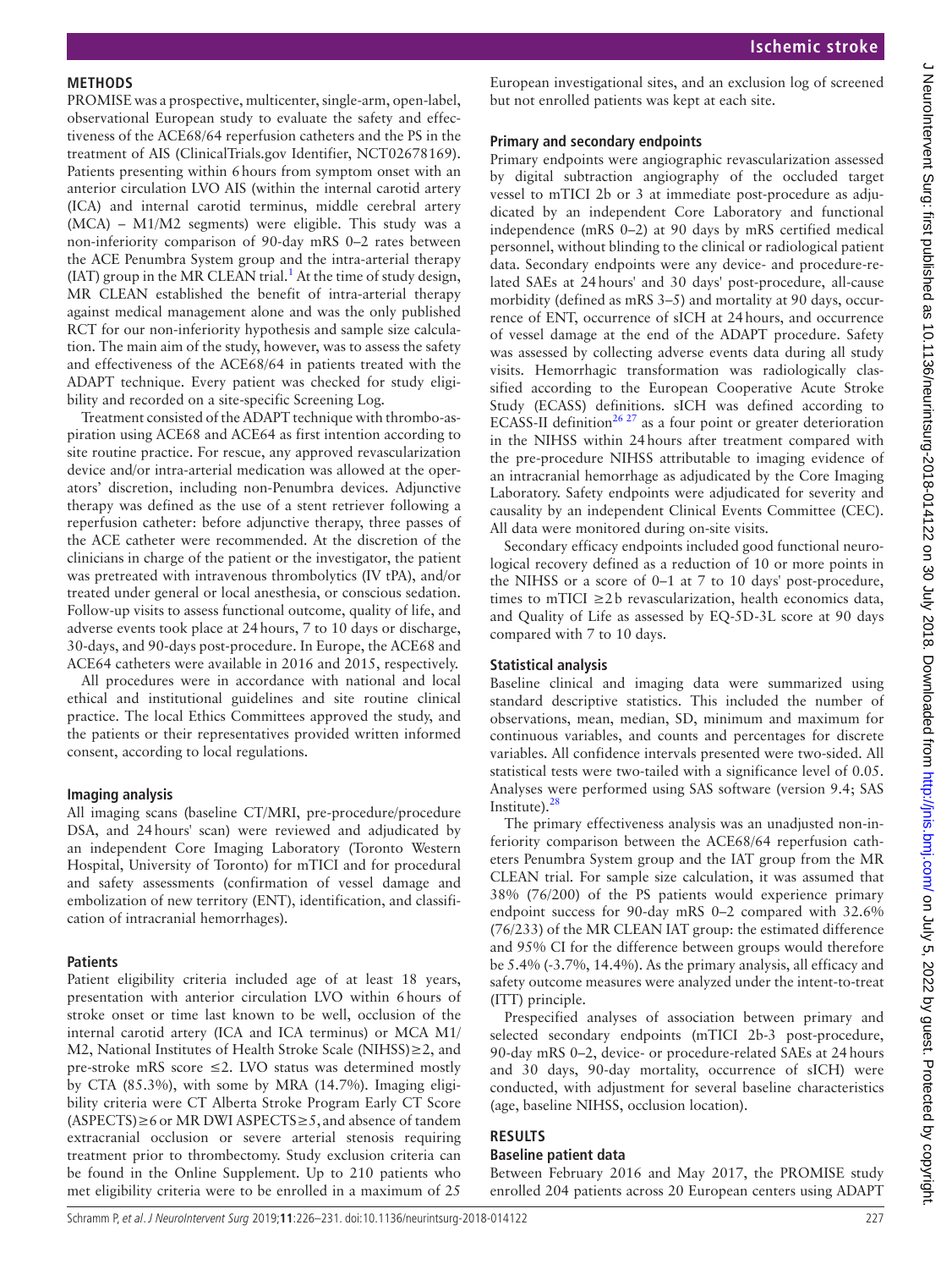## METHODS

PROMISE was a prospective, multicenter, single-arm, open-label, observational European study to evaluate the safety and effectiveness of the ACE68/64 reperfusion catheters and the PS in the treatment of AIS (ClinicalTrials.gov Identifier, NCT02678169). Patients presenting within 6 hours from symptom onset with an anterior circulation LVO AIS (within the internal carotid artery (ICA) and internal carotid terminus, middle cerebral artery (MCA) – M1/M2 segments) were eligible. This study was a non-inferiority comparison of 90-day mRS 0–2 rates between the ACE Penumbra System group and the intra-arterial therapy (IAT) group in the MR CLEAN trial.[1] At the time of study design, MR CLEAN established the benefit of intra-arterial therapy against medical management alone and was the only published RCT for our non-inferiority hypothesis and sample size calculation. The main aim of the study, however, was to assess the safety and effectiveness of the ACE68/64 in patients treated with the ADAPT technique. Every patient was checked for study eligibility and recorded on a site-specific Screening Log.

Treatment consisted of the ADAPT technique with thrombo-aspiration using ACE68 and ACE64 as first intention according to site routine practice. For rescue, any approved revascularization device and/or intra-arterial medication was allowed at the operators' discretion, including non-Penumbra devices. Adjunctive therapy was defined as the use of a stent retriever following a reperfusion catheter: before adjunctive therapy, three passes of the ACE catheter were recommended. At the discretion of the clinicians in charge of the patient or the investigator, the patient was pretreated with intravenous thrombolytics (IV tPA), and/or treated under general or local anesthesia, or conscious sedation. Follow-up visits to assess functional outcome, quality of life, and adverse events took place at 24 hours, 7 to 10 days or discharge, 30-days, and 90-days post-procedure. In Europe, the ACE68 and ACE64 catheters were available in 2016 and 2015, respectively.

All procedures were in accordance with national and local ethical and institutional guidelines and site routine clinical practice. The local Ethics Committees approved the study, and the patients or their representatives provided written informed consent, according to local regulations.

### Imaging analysis

All imaging scans (baseline CT/MRI, pre-procedure/procedure DSA, and 24 hours' scan) were reviewed and adjudicated by an independent Core Imaging Laboratory (Toronto Western Hospital, University of Toronto) for mTICI and for procedural and safety assessments (confirmation of vessel damage and embolization of new territory (ENT), identification, and classification of intracranial hemorrhages).

### Patients

Patient eligibility criteria included age of at least 18 years, presentation with anterior circulation LVO within 6 hours of stroke onset or time last known to be well, occlusion of the internal carotid artery (ICA and ICA terminus) or MCA M1/M2, National Institutes of Health Stroke Scale (NIHSS)≥2, and pre-stroke mRS score ≤2. LVO status was determined mostly by CTA (85.3%), with some by MRA (14.7%). Imaging eligibility criteria were CT Alberta Stroke Program Early CT Score (ASPECTS)≥6 or MR DWI ASPECTS≥5, and absence of tandem extracranial occlusion or severe arterial stenosis requiring treatment prior to thrombectomy. Study exclusion criteria can be found in the Online Supplement. Up to 210 patients who met eligibility criteria were to be enrolled in a maximum of 25 European investigational sites, and an exclusion log of screened but not enrolled patients was kept at each site.

### Primary and secondary endpoints

Primary endpoints were angiographic revascularization assessed by digital subtraction angiography of the occluded target vessel to mTICI 2b or 3 at immediate post-procedure as adjudicated by an independent Core Laboratory and functional independence (mRS 0–2) at 90 days by mRS certified medical personnel, without blinding to the clinical or radiological patient data. Secondary endpoints were any device- and procedure-related SAEs at 24 hours' and 30 days' post-procedure, all-cause morbidity (defined as mRS 3–5) and mortality at 90 days, occurrence of ENT, occurrence of sICH at 24 hours, and occurrence of vessel damage at the end of the ADAPT procedure. Safety was assessed by collecting adverse events data during all study visits. Hemorrhagic transformation was radiologically classified according to the European Cooperative Acute Stroke Study (ECASS) definitions. sICH was defined according to ECASS-II definition[26,27] as a four point or greater deterioration in the NIHSS within 24 hours after treatment compared with the pre-procedure NIHSS attributable to imaging evidence of an intracranial hemorrhage as adjudicated by the Core Imaging Laboratory. Safety endpoints were adjudicated for severity and causality by an independent Clinical Events Committee (CEC). All data were monitored during on-site visits.

Secondary efficacy endpoints included good functional neurological recovery defined as a reduction of 10 or more points in the NIHSS or a score of 0–1 at 7 to 10 days' post-procedure, times to mTICI ≥2b revascularization, health economics data, and Quality of Life as assessed by EQ-5D-3L score at 90 days compared with 7 to 10 days.

### Statistical analysis

Baseline clinical and imaging data were summarized using standard descriptive statistics. This included the number of observations, mean, median, SD, minimum and maximum for continuous variables, and counts and percentages for discrete variables. All confidence intervals presented were two-sided. All statistical tests were two-tailed with a significance level of 0.05. Analyses were performed using SAS software (version 9.4; SAS Institute).[28]

The primary effectiveness analysis was an unadjusted non-inferiority comparison between the ACE68/64 reperfusion catheters Penumbra System group and the IAT group from the MR CLEAN trial. For sample size calculation, it was assumed that 38% (76/200) of the PS patients would experience primary endpoint success for 90-day mRS 0–2 compared with 32.6% (76/233) of the MR CLEAN IAT group: the estimated difference and 95% CI for the difference between groups would therefore be 5.4% (-3.7%, 14.4%). As the primary analysis, all efficacy and safety outcome measures were analyzed under the intent-to-treat (ITT) principle.

Prespecified analyses of association between primary and selected secondary endpoints (mTICI 2b-3 post-procedure, 90-day mRS 0–2, device- or procedure-related SAEs at 24 hours and 30 days, 90-day mortality, occurrence of sICH) were conducted, with adjustment for several baseline characteristics (age, baseline NIHSS, occlusion location).

## RESULTS

### Baseline patient data

Between February 2016 and May 2017, the PROMISE study enrolled 204 patients across 20 European centers using ADAPT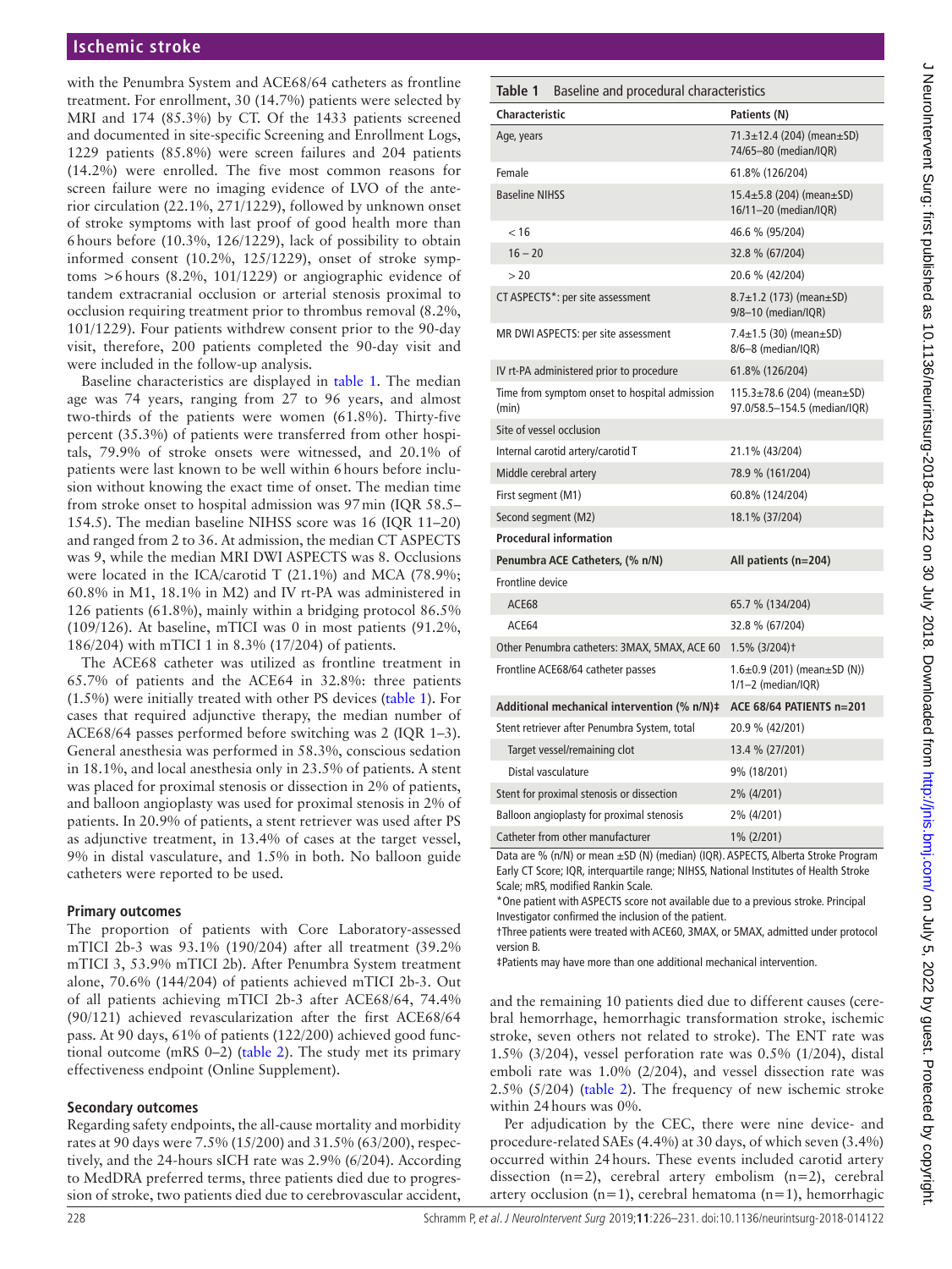with the Penumbra System and ACE68/64 catheters as frontline treatment. For enrollment, 30 (14.7%) patients were selected by MRI and 174 (85.3%) by CT. Of the 1433 patients screened and documented in site-specific Screening and Enrollment Logs, 1229 patients (85.8%) were screen failures and 204 patients (14.2%) were enrolled. The five most common reasons for screen failure were no imaging evidence of LVO of the anterior circulation (22.1%, 271/1229), followed by unknown onset of stroke symptoms with last proof of good health more than 6 hours before (10.3%, 126/1229), lack of possibility to obtain informed consent (10.2%, 125/1229), onset of stroke symptoms >6 hours (8.2%, 101/1229) or angiographic evidence of tandem extracranial occlusion or arterial stenosis proximal to occlusion requiring treatment prior to thrombus removal (8.2%, 101/1229). Four patients withdrew consent prior to the 90-day visit, therefore, 200 patients completed the 90-day visit and were included in the follow-up analysis.

Baseline characteristics are displayed in table 1. The median age was 74 years, ranging from 27 to 96 years, and almost two-thirds of the patients were women (61.8%). Thirty-five percent (35.3%) of patients were transferred from other hospitals, 79.9% of stroke onsets were witnessed, and 20.1% of patients were last known to be well within 6 hours before inclusion without knowing the exact time of onset. The median time from stroke onset to hospital admission was 97 min (IQR 58.5–154.5). The median baseline NIHSS score was 16 (IQR 11–20) and ranged from 2 to 36. At admission, the median CT ASPECTS was 9, while the median MRI DWI ASPECTS was 8. Occlusions were located in the ICA/carotid T (21.1%) and MCA (78.9%; 60.8% in M1, 18.1% in M2) and IV rt-PA was administered in 126 patients (61.8%), mainly within a bridging protocol 86.5% (109/126). At baseline, mTICI was 0 in most patients (91.2%, 186/204) with mTICI 1 in 8.3% (17/204) of patients.

The ACE68 catheter was utilized as frontline treatment in 65.7% of patients and the ACE64 in 32.8%: three patients (1.5%) were initially treated with other PS devices (table 1). For cases that required adjunctive therapy, the median number of ACE68/64 passes performed before switching was 2 (IQR 1–3). General anesthesia was performed in 58.3%, conscious sedation in 18.1%, and local anesthesia only in 23.5% of patients. A stent was placed for proximal stenosis or dissection in 2% of patients, and balloon angioplasty was used for proximal stenosis in 2% of patients. In 20.9% of patients, a stent retriever was used after PS as adjunctive treatment, in 13.4% of cases at the target vessel, 9% in distal vasculature, and 1.5% in both. No balloon guide catheters were reported to be used.

### Primary outcomes

The proportion of patients with Core Laboratory-assessed mTICI 2b-3 was 93.1% (190/204) after all treatment (39.2% mTICI 3, 53.9% mTICI 2b). After Penumbra System treatment alone, 70.6% (144/204) of patients achieved mTICI 2b-3. Out of all patients achieving mTICI 2b-3 after ACE68/64, 74.4% (90/121) achieved revascularization after the first ACE68/64 pass. At 90 days, 61% of patients (122/200) achieved good functional outcome (mRS 0–2) (table 2). The study met its primary effectiveness endpoint (Online Supplement).

### Secondary outcomes

Regarding safety endpoints, the all-cause mortality and morbidity rates at 90 days were 7.5% (15/200) and 31.5% (63/200), respectively, and the 24-hours sICH rate was 2.9% (6/204). According to MedDRA preferred terms, three patients died due to progression of stroke, two patients died due to cerebrovascular accident, and the remaining 10 patients died due to different causes (cerebral hemorrhage, hemorrhagic transformation stroke, ischemic stroke, seven others not related to stroke). The ENT rate was 1.5% (3/204), vessel perforation rate was 0.5% (1/204), distal emboli rate was 1.0% (2/204), and vessel dissection rate was 2.5% (5/204) (table 2). The frequency of new ischemic stroke within 24 hours was 0%.

Per adjudication by the CEC, there were nine device- and procedure-related SAEs (4.4%) at 30 days, of which seven (3.4%) occurred within 24 hours. These events included carotid artery dissection (n=2), cerebral artery embolism (n=2), cerebral artery occlusion (n=1), cerebral hematoma (n=1), hemorrhagic

**Table 1** Baseline and procedural characteristics

| Characteristic | Patients (N) |
|---|---|
| Age, years | 71.3±12.4 (204) (mean±SD) 74/65–80 (median/IQR) |
| Female | 61.8% (126/204) |
| Baseline NIHSS | 15.4±5.8 (204) (mean±SD) 16/11–20 (median/IQR) |
| < 16 | 46.6 % (95/204) |
| 16 – 20 | 32.8 % (67/204) |
| > 20 | 20.6 % (42/204) |
| CT ASPECTS*: per site assessment | 8.7±1.2 (173) (mean±SD) 9/8–10 (median/IQR) |
| MR DWI ASPECTS: per site assessment | 7.4±1.5 (30) (mean±SD) 8/6–8 (median/IQR) |
| IV rt-PA administered prior to procedure | 61.8% (126/204) |
| Time from symptom onset to hospital admission (min) | 115.3±78.6 (204) (mean±SD) 97.0/58.5–154.5 (median/IQR) |
| Site of vessel occlusion | |
| Internal carotid artery/carotid T | 21.1% (43/204) |
| Middle cerebral artery | 78.9 % (161/204) |
| First segment (M1) | 60.8% (124/204) |
| Second segment (M2) | 18.1% (37/204) |
| **Procedural information** | |
| **Penumbra ACE Catheters, (% n/N)** | **All patients (n=204)** |
| Frontline device | |
| ACE68 | 65.7 % (134/204) |
| ACE64 | 32.8 % (67/204) |
| Other Penumbra catheters: 3MAX, 5MAX, ACE 60 | 1.5% (3/204)† |
| Frontline ACE68/64 catheter passes | 1.6±0.9 (201) (mean±SD (N)) 1/1–2 (median/IQR) |
| **Additional mechanical intervention (% n/N)‡** | **ACE 68/64 PATIENTS n=201** |
| Stent retriever after Penumbra System, total | 20.9 % (42/201) |
| Target vessel/remaining clot | 13.4 % (27/201) |
| Distal vasculature | 9% (18/201) |
| Stent for proximal stenosis or dissection | 2% (4/201) |
| Balloon angioplasty for proximal stenosis | 2% (4/201) |
| Catheter from other manufacturer | 1% (2/201) |

Data are % (n/N) or mean ±SD (N) (median) (IQR). ASPECTS, Alberta Stroke Program Early CT Score; IQR, interquartile range; NIHSS, National Institutes of Health Stroke Scale; mRS, modified Rankin Scale.

*One patient with ASPECTS score not available due to a previous stroke. Principal Investigator confirmed the inclusion of the patient.

†Three patients were treated with ACE60, 3MAX, or 5MAX, admitted under protocol version B.

‡Patients may have more than one additional mechanical intervention.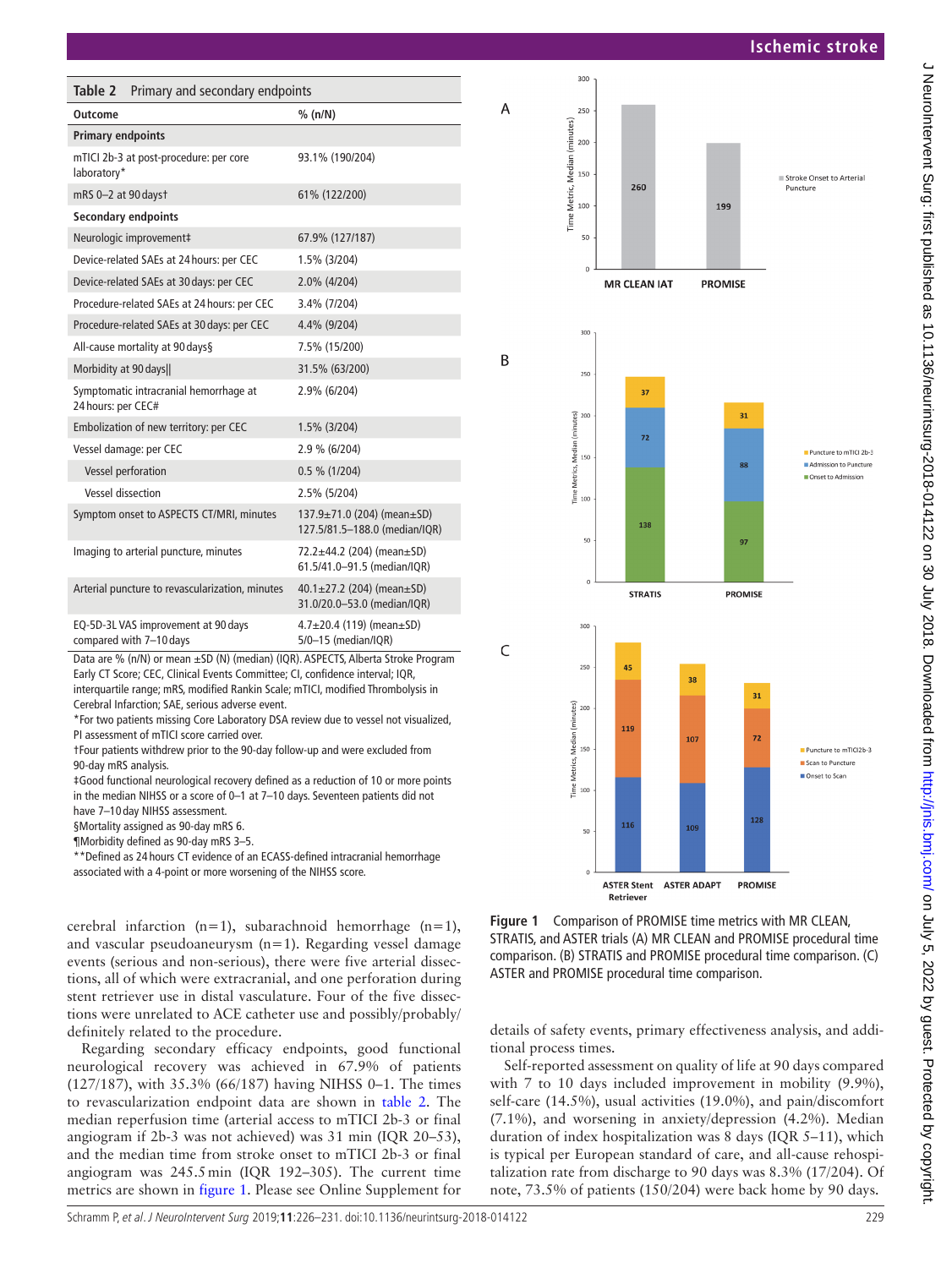**Table 2** Primary and secondary endpoints

| Outcome | % (n/N) |
|---|---|
| **Primary endpoints** | |
| mTICI 2b-3 at post-procedure: per core laboratory* | 93.1% (190/204) |
| mRS 0–2 at 90 days† | 61% (122/200) |
| **Secondary endpoints** | |
| Neurologic improvement‡ | 67.9% (127/187) |
| Device-related SAEs at 24 hours: per CEC | 1.5% (3/204) |
| Device-related SAEs at 30 days: per CEC | 2.0% (4/204) |
| Procedure-related SAEs at 24 hours: per CEC | 3.4% (7/204) |
| Procedure-related SAEs at 30 days: per CEC | 4.4% (9/204) |
| All-cause mortality at 90 days§ | 7.5% (15/200) |
| Morbidity at 90 days‖ | 31.5% (63/200) |
| Symptomatic intracranial hemorrhage at 24 hours: per CEC# | 2.9% (6/204) |
| Embolization of new territory: per CEC | 1.5% (3/204) |
| Vessel damage: per CEC | 2.9 % (6/204) |
| Vessel perforation | 0.5 % (1/204) |
| Vessel dissection | 2.5% (5/204) |
| Symptom onset to ASPECTS CT/MRI, minutes | 137.9±71.0 (204) (mean±SD) 127.5/81.5–188.0 (median/IQR) |
| Imaging to arterial puncture, minutes | 72.2±44.2 (204) (mean±SD) 61.5/41.0–91.5 (median/IQR) |
| Arterial puncture to revascularization, minutes | 40.1±27.2 (204) (mean±SD) 31.0/20.0–53.0 (median/IQR) |
| EQ-5D-3L VAS improvement at 90 days compared with 7–10 days | 4.7±20.4 (119) (mean±SD) 5/0–15 (median/IQR) |

Data are % (n/N) or mean ±SD (N) (median) (IQR). ASPECTS, Alberta Stroke Program Early CT Score; CEC, Clinical Events Committee; CI, confidence interval; IQR, interquartile range; mRS, modified Rankin Scale; mTICI, modified Thrombolysis in Cerebral Infarction; SAE, serious adverse event.

*For two patients missing Core Laboratory DSA review due to vessel not visualized, PI assessment of mTICI score carried over.

†Four patients withdrew prior to the 90-day follow-up and were excluded from 90-day mRS analysis.

‡Good functional neurological recovery defined as a reduction of 10 or more points in the median NIHSS or a score of 0–1 at 7–10 days. Seventeen patients did not have 7–10 day NIHSS assessment.

§Mortality assigned as 90-day mRS 6.

¶Morbidity defined as 90-day mRS 3–5.

**Defined as 24 hours CT evidence of an ECASS-defined intracranial hemorrhage associated with a 4-point or more worsening of the NIHSS score.

cerebral infarction (n=1), subarachnoid hemorrhage (n=1), and vascular pseudoaneurysm (n=1). Regarding vessel damage events (serious and non-serious), there were five arterial dissections, all of which were extracranial, and one perforation during stent retriever use in distal vasculature. Four of the five dissections were unrelated to ACE catheter use and possibly/probably/definitely related to the procedure.

Regarding secondary efficacy endpoints, good functional neurological recovery was achieved in 67.9% of patients (127/187), with 35.3% (66/187) having NIHSS 0–1. The times to revascularization endpoint data are shown in table 2. The median reperfusion time (arterial access to mTICI 2b-3 or final angiogram if 2b-3 was not achieved) was 31 min (IQR 20–53), and the median time from stroke onset to mTICI 2b-3 or final angiogram was 245.5 min (IQR 192–305). The current time metrics are shown in figure 1. Please see Online Supplement for details of safety events, primary effectiveness analysis, and additional process times.

Self-reported assessment on quality of life at 90 days compared with 7 to 10 days included improvement in mobility (9.9%), self-care (14.5%), usual activities (19.0%), and pain/discomfort (7.1%), and worsening in anxiety/depression (4.2%). Median duration of index hospitalization was 8 days (IQR 5–11), which is typical per European standard of care, and all-cause rehospitalization rate from discharge to 90 days was 8.3% (17/204). Of note, 73.5% of patients (150/204) were back home by 90 days.

**Figure 1** Comparison of PROMISE time metrics with MR CLEAN, STRATIS, and ASTER trials (A) MR CLEAN and PROMISE procedural time comparison. (B) STRATIS and PROMISE procedural time comparison. (C) ASTER and PROMISE procedural time comparison.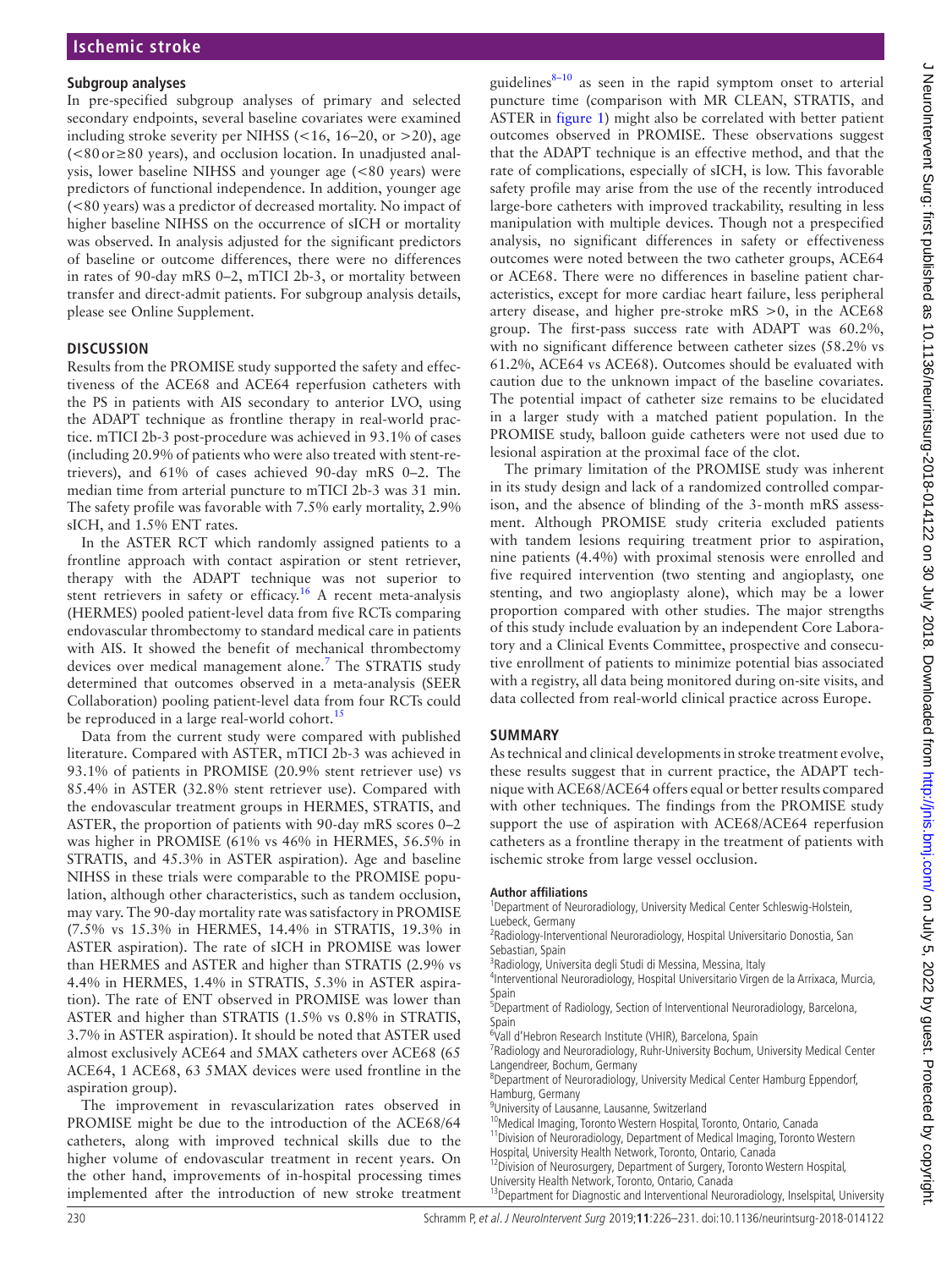### Subgroup analyses

In pre-specified subgroup analyses of primary and selected secondary endpoints, several baseline covariates were examined including stroke severity per NIHSS (<16, 16–20, or >20), age (<80 or ≥80 years), and occlusion location. In unadjusted analysis, lower baseline NIHSS and younger age (<80 years) were predictors of functional independence. In addition, younger age (<80 years) was a predictor of decreased mortality. No impact of higher baseline NIHSS on the occurrence of sICH or mortality was observed. In analysis adjusted for the significant predictors of baseline or outcome differences, there were no differences in rates of 90-day mRS 0–2, mTICI 2b-3, or mortality between transfer and direct-admit patients. For subgroup analysis details, please see Online Supplement.

## DISCUSSION

Results from the PROMISE study supported the safety and effectiveness of the ACE68 and ACE64 reperfusion catheters with the PS in patients with AIS secondary to anterior LVO, using the ADAPT technique as frontline therapy in real-world practice. mTICI 2b-3 post-procedure was achieved in 93.1% of cases (including 20.9% of patients who were also treated with stent-retrievers), and 61% of cases achieved 90-day mRS 0–2. The median time from arterial puncture to mTICI 2b-3 was 31 min. The safety profile was favorable with 7.5% early mortality, 2.9% sICH, and 1.5% ENT rates.

In the ASTER RCT which randomly assigned patients to a frontline approach with contact aspiration or stent retriever, therapy with the ADAPT technique was not superior to stent retrievers in safety or efficacy.[16] A recent meta-analysis (HERMES) pooled patient-level data from five RCTs comparing endovascular thrombectomy to standard medical care in patients with AIS. It showed the benefit of mechanical thrombectomy devices over medical management alone.[7] The STRATIS study determined that outcomes observed in a meta-analysis (SEER Collaboration) pooling patient-level data from four RCTs could be reproduced in a large real-world cohort.[15]

Data from the current study were compared with published literature. Compared with ASTER, mTICI 2b-3 was achieved in 93.1% of patients in PROMISE (20.9% stent retriever use) vs 85.4% in ASTER (32.8% stent retriever use). Compared with the endovascular treatment groups in HERMES, STRATIS, and ASTER, the proportion of patients with 90-day mRS scores 0–2 was higher in PROMISE (61% vs 46% in HERMES, 56.5% in STRATIS, and 45.3% in ASTER aspiration). Age and baseline NIHSS in these trials were comparable to the PROMISE population, although other characteristics, such as tandem occlusion, may vary. The 90-day mortality rate was satisfactory in PROMISE (7.5% vs 15.3% in HERMES, 14.4% in STRATIS, 19.3% in ASTER aspiration). The rate of sICH in PROMISE was lower than HERMES and ASTER and higher than STRATIS (2.9% vs 4.4% in HERMES, 1.4% in STRATIS, 5.3% in ASTER aspiration). The rate of ENT observed in PROMISE was lower than ASTER and higher than STRATIS (1.5% vs 0.8% in STRATIS, 3.7% in ASTER aspiration). It should be noted that ASTER used almost exclusively ACE64 and 5MAX catheters over ACE68 (65 ACE64, 1 ACE68, 63 5MAX devices were used frontline in the aspiration group).

The improvement in revascularization rates observed in PROMISE might be due to the introduction of the ACE68/64 catheters, along with improved technical skills due to the higher volume of endovascular treatment in recent years. On the other hand, improvements of in-hospital processing times implemented after the introduction of new stroke treatment guidelines[8–10] as seen in the rapid symptom onset to arterial puncture time (comparison with MR CLEAN, STRATIS, and ASTER in figure 1) might also be correlated with better patient outcomes observed in PROMISE. These observations suggest that the ADAPT technique is an effective method, and that the rate of complications, especially of sICH, is low. This favorable safety profile may arise from the use of the recently introduced large-bore catheters with improved trackability, resulting in less manipulation with multiple devices. Though not a prespecified analysis, no significant differences in safety or effectiveness outcomes were noted between the two catheter groups, ACE64 or ACE68. There were no differences in baseline patient characteristics, except for more cardiac heart failure, less peripheral artery disease, and higher pre-stroke mRS >0, in the ACE68 group. The first-pass success rate with ADAPT was 60.2%, with no significant difference between catheter sizes (58.2% vs 61.2%, ACE64 vs ACE68). Outcomes should be evaluated with caution due to the unknown impact of the baseline covariates. The potential impact of catheter size remains to be elucidated in a larger study with a matched patient population. In the PROMISE study, balloon guide catheters were not used due to lesional aspiration at the proximal face of the clot.

The primary limitation of the PROMISE study was inherent in its study design and lack of a randomized controlled comparison, and the absence of blinding of the 3-month mRS assessment. Although PROMISE study criteria excluded patients with tandem lesions requiring treatment prior to aspiration, nine patients (4.4%) with proximal stenosis were enrolled and five required intervention (two stenting and angioplasty, one stenting, and two angioplasty alone), which may be a lower proportion compared with other studies. The major strengths of this study include evaluation by an independent Core Laboratory and a Clinical Events Committee, prospective and consecutive enrollment of patients to minimize potential bias associated with a registry, all data being monitored during on-site visits, and data collected from real-world clinical practice across Europe.

## SUMMARY

As technical and clinical developments in stroke treatment evolve, these results suggest that in current practice, the ADAPT technique with ACE68/ACE64 offers equal or better results compared with other techniques. The findings from the PROMISE study support the use of aspiration with ACE68/ACE64 reperfusion catheters as a frontline therapy in the treatment of patients with ischemic stroke from large vessel occlusion.

#### Author affiliations

[1]Department of Neuroradiology, University Medical Center Schleswig-Holstein, Luebeck, Germany
[2]Radiology-Interventional Neuroradiology, Hospital Universitario Donostia, San Sebastian, Spain
[3]Radiology, Universita degli Studi di Messina, Messina, Italy
[4]Interventional Neuroradiology, Hospital Universitario Virgen de la Arrixaca, Murcia, Spain
[5]Department of Radiology, Section of Interventional Neuroradiology, Barcelona, Spain
[6]Vall d'Hebron Research Institute (VHIR), Barcelona, Spain
[7]Radiology and Neuroradiology, Ruhr-University Bochum, University Medical Center Langendreer, Bochum, Germany
[8]Department of Neuroradiology, University Medical Center Hamburg Eppendorf, Hamburg, Germany
[9]University of Lausanne, Lausanne, Switzerland
[10]Medical Imaging, Toronto Western Hospital, Toronto, Ontario, Canada
[11]Division of Neuroradiology, Department of Medical Imaging, Toronto Western Hospital, University Health Network, Toronto, Ontario, Canada
[12]Division of Neurosurgery, Department of Surgery, Toronto Western Hospital, University Health Network, Toronto, Ontario, Canada
[13]Department for Diagnostic and Interventional Neuroradiology, Inselspital, University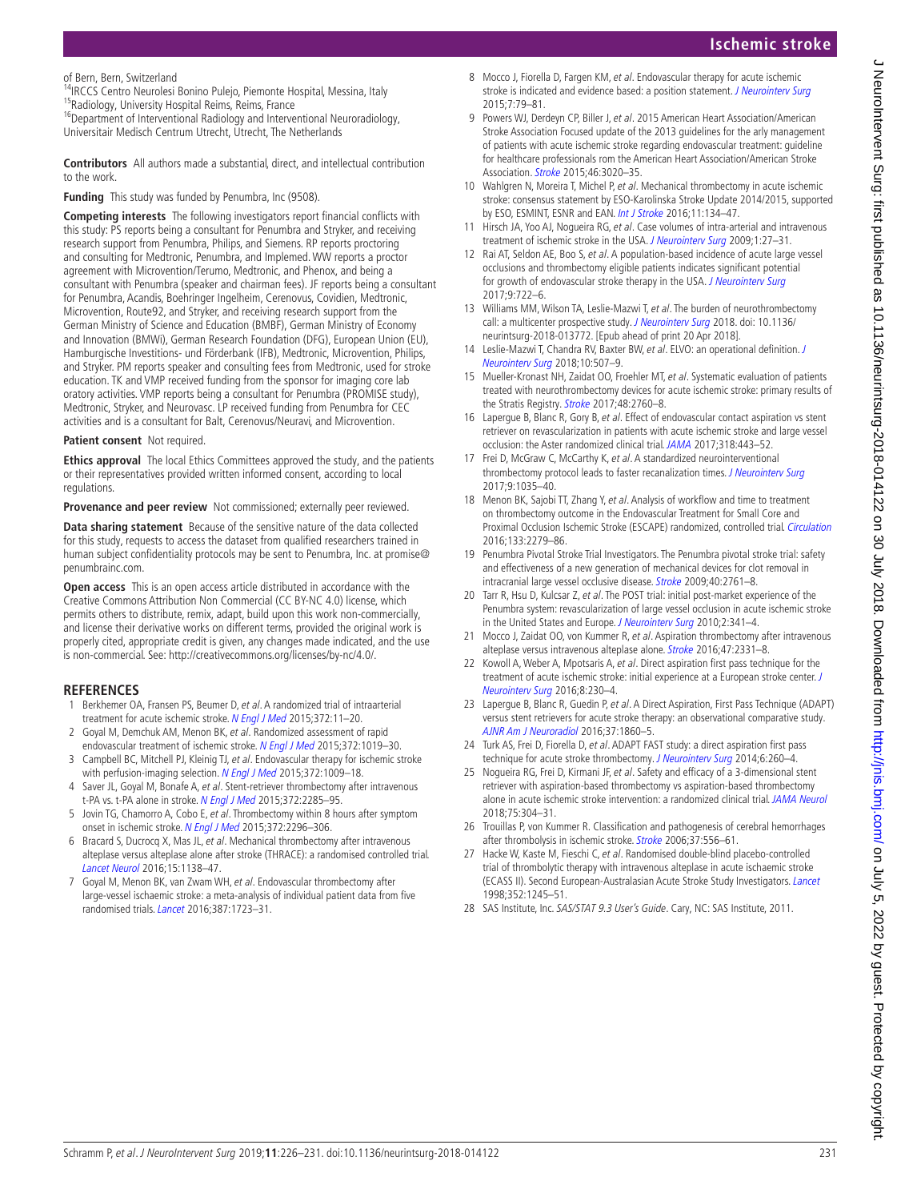of Bern, Bern, Switzerland
[14]IRCCS Centro Neurolesi Bonino Pulejo, Piemonte Hospital, Messina, Italy
[15]Radiology, University Hospital Reims, Reims, France
[16]Department of Interventional Radiology and Interventional Neuroradiology, Universitair Medisch Centrum Utrecht, Utrecht, The Netherlands

**Contributors** All authors made a substantial, direct, and intellectual contribution to the work.

**Funding** This study was funded by Penumbra, Inc (9508).

**Competing interests** The following investigators report financial conflicts with this study: PS reports being a consultant for Penumbra and Stryker, and receiving research support from Penumbra, Philips, and Siemens. RP reports proctoring and consulting for Medtronic, Penumbra, and Implemed. WW reports a proctor agreement with Microvention/Terumo, Medtronic, and Phenox, and being a consultant with Penumbra (speaker and chairman fees). JF reports being a consultant for Penumbra, Acandis, Boehringer Ingelheim, Cerenovus, Covidien, Medtronic, Microvention, Route92, and Stryker, and receiving research support from the German Ministry of Science and Education (BMBF), German Ministry of Economy and Innovation (BMWi), German Research Foundation (DFG), European Union (EU), Hamburgische Investitions- und Förderbank (IFB), Medtronic, Microvention, Philips, and Stryker. PM reports speaker and consulting fees from Medtronic, used for stroke education. TK and VMP received funding from the sponsor for imaging core lab oratory activities. VMP reports being a consultant for Penumbra (PROMISE study), Medtronic, Stryker, and Neurovasc. LP received funding from Penumbra for CEC activities and is a consultant for Balt, Cerenovus/Neuravi, and Microvention.

**Patient consent** Not required.

**Ethics approval** The local Ethics Committees approved the study, and the patients or their representatives provided written informed consent, according to local regulations.

**Provenance and peer review** Not commissioned; externally peer reviewed.

**Data sharing statement** Because of the sensitive nature of the data collected for this study, requests to access the dataset from qualified researchers trained in human subject confidentiality protocols may be sent to Penumbra, Inc. at promise@penumbrainc.com.

**Open access** This is an open access article distributed in accordance with the Creative Commons Attribution Non Commercial (CC BY-NC 4.0) license, which permits others to distribute, remix, adapt, build upon this work non-commercially, and license their derivative works on different terms, provided the original work is properly cited, appropriate credit is given, any changes made indicated, and the use is non-commercial. See: http://creativecommons.org/licenses/by-nc/4.0/.

## REFERENCES

1. Berkhemer OA, Fransen PS, Beumer D, *et al*. A randomized trial of intraarterial treatment for acute ischemic stroke. *N Engl J Med* 2015;372:11–20.
2. Goyal M, Demchuk AM, Menon BK, *et al*. Randomized assessment of rapid endovascular treatment of ischemic stroke. *N Engl J Med* 2015;372:1019–30.
3. Campbell BC, Mitchell PJ, Kleinig TJ, *et al*. Endovascular therapy for ischemic stroke with perfusion-imaging selection. *N Engl J Med* 2015;372:1009–18.
4. Saver JL, Goyal M, Bonafe A, *et al*. Stent-retriever thrombectomy after intravenous t-PA vs. t-PA alone in stroke. *N Engl J Med* 2015;372:2285–95.
5. Jovin TG, Chamorro A, Cobo E, *et al*. Thrombectomy within 8 hours after symptom onset in ischemic stroke. *N Engl J Med* 2015;372:2296–306.
6. Bracard S, Ducrocq X, Mas JL, *et al*. Mechanical thrombectomy after intravenous alteplase versus alteplase alone after stroke (THRACE): a randomised controlled trial. *Lancet Neurol* 2016;15:1138–47.
7. Goyal M, Menon BK, van Zwam WH, *et al*. Endovascular thrombectomy after large-vessel ischaemic stroke: a meta-analysis of individual patient data from five randomised trials. *Lancet* 2016;387:1723–31.
8. Mocco J, Fiorella D, Fargen KM, *et al*. Endovascular therapy for acute ischemic stroke is indicated and evidence based: a position statement. *J Neurointerv Surg* 2015;7:79–81.
9. Powers WJ, Derdeyn CP, Biller J, *et al*. 2015 American Heart Association/American Stroke Association Focused update of the 2013 guidelines for the arly management of patients with acute ischemic stroke regarding endovascular treatment: guideline for healthcare professionals rom the American Heart Association/American Stroke Association. *Stroke* 2015;46:3020–35.
10. Wahlgren N, Moreira T, Michel P, *et al*. Mechanical thrombectomy in acute ischemic stroke: consensus statement by ESO-Karolinska Stroke Update 2014/2015, supported by ESO, ESMINT, ESNR and EAN. *Int J Stroke* 2016;11:134–47.
11. Hirsch JA, Yoo AJ, Nogueira RG, *et al*. Case volumes of intra-arterial and intravenous treatment of ischemic stroke in the USA. *J Neurointerv Surg* 2009;1:27–31.
12. Rai AT, Seldon AE, Boo S, *et al*. A population-based incidence of acute large vessel occlusions and thrombectomy eligible patients indicates significant potential for growth of endovascular stroke therapy in the USA. *J Neurointerv Surg* 2017;9:722–6.
13. Williams MM, Wilson TA, Leslie-Mazwi T, *et al*. The burden of neurothrombectomy call: a multicenter prospective study. *J Neurointerv Surg* 2018. doi: 10.1136/neurintsurg-2018-013772. [Epub ahead of print 20 Apr 2018].
14. Leslie-Mazwi T, Chandra RV, Baxter BW, *et al*. ELVO: an operational definition. *J Neurointerv Surg* 2018;10:507–9.
15. Mueller-Kronast NH, Zaidat OO, Froehler MT, *et al*. Systematic evaluation of patients treated with neurothrombectomy devices for acute ischemic stroke: primary results of the Stratis Registry. *Stroke* 2017;48:2760–8.
16. Lapergue B, Blanc R, Gory B, *et al*. Effect of endovascular contact aspiration vs stent retriever on revascularization in patients with acute ischemic stroke and large vessel occlusion: the Aster randomized clinical trial. *JAMA* 2017;318:443–52.
17. Frei D, McGraw C, McCarthy K, *et al*. A standardized neurointerventional thrombectomy protocol leads to faster recanalization times. *J Neurointerv Surg* 2017;9:1035–40.
18. Menon BK, Sajobi TT, Zhang Y, *et al*. Analysis of workflow and time to treatment on thrombectomy outcome in the Endovascular Treatment for Small Core and Proximal Occlusion Ischemic Stroke (ESCAPE) randomized, controlled trial. *Circulation* 2016;133:2279–86.
19. Penumbra Pivotal Stroke Trial Investigators. The Penumbra pivotal stroke trial: safety and effectiveness of a new generation of mechanical devices for clot removal in intracranial large vessel occlusive disease. *Stroke* 2009;40:2761–8.
20. Tarr R, Hsu D, Kulcsar Z, *et al*. The POST trial: initial post-market experience of the Penumbra system: revascularization of large vessel occlusion in acute ischemic stroke in the United States and Europe. *J Neurointerv Surg* 2010;2:341–4.
21. Mocco J, Zaidat OO, von Kummer R, *et al*. Aspiration thrombectomy after intravenous alteplase versus intravenous alteplase alone. *Stroke* 2016;47:2331–8.
22. Kowoll A, Weber A, Mpotsaris A, *et al*. Direct aspiration first pass technique for the treatment of acute ischemic stroke: initial experience at a European stroke center. *J Neurointerv Surg* 2016;8:230–4.
23. Lapergue B, Blanc R, Guedin P, *et al*. A Direct Aspiration, First Pass Technique (ADAPT) versus stent retrievers for acute stroke therapy: an observational comparative study. *AJNR Am J Neuroradiol* 2016;37:1860–5.
24. Turk AS, Frei D, Fiorella D, *et al*. ADAPT FAST study: a direct aspiration first pass technique for acute stroke thrombectomy. *J Neurointerv Surg* 2014;6:260–4.
25. Nogueira RG, Frei D, Kirmani JF, *et al*. Safety and efficacy of a 3-dimensional stent retriever with aspiration-based thrombectomy vs aspiration-based thrombectomy alone in acute ischemic stroke intervention: a randomized clinical trial. *JAMA Neurol* 2018;75:304–31.
26. Trouillas P, von Kummer R. Classification and pathogenesis of cerebral hemorrhages after thrombolysis in ischemic stroke. *Stroke* 2006;37:556–61.
27. Hacke W, Kaste M, Fieschi C, *et al*. Randomised double-blind placebo-controlled trial of thrombolytic therapy with intravenous alteplase in acute ischaemic stroke (ECASS II). Second European-Australasian Acute Stroke Study Investigators. *Lancet* 1998;352:1245–51.
28. SAS Institute, Inc. *SAS/STAT 9.3 User's Guide*. Cary, NC: SAS Institute, 2011.